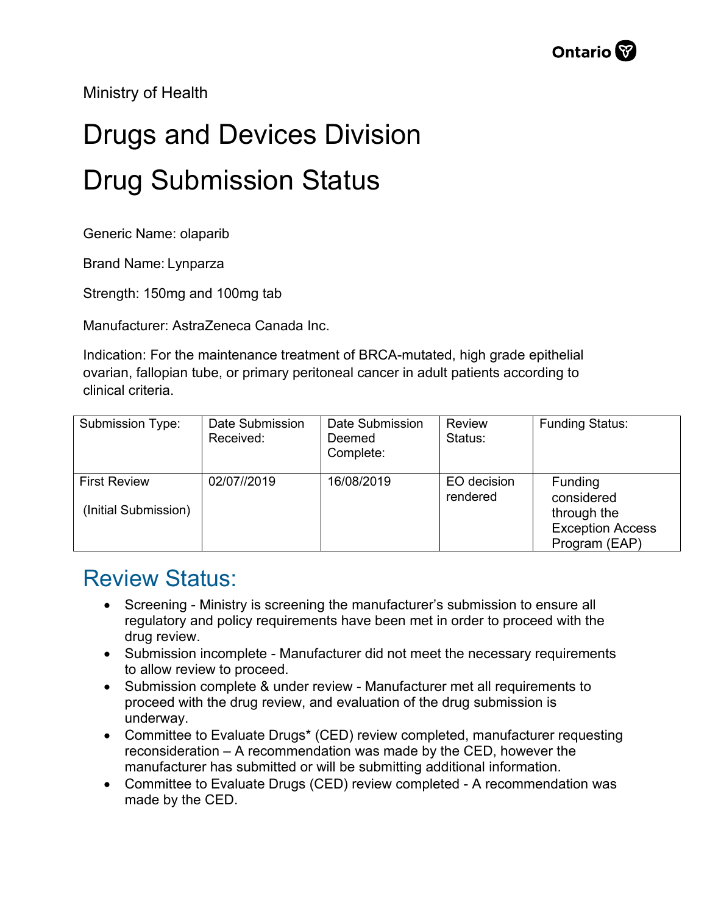Ministry of Health

# Drugs and Devices Division

# Drug Submission Status

Generic Name: olaparib

Brand Name: Lynparza

Strength: 150mg and 100mg tab

Manufacturer: AstraZeneca Canada Inc.

Indication: For the maintenance treatment of BRCA-mutated, high grade epithelial ovarian, fallopian tube, or primary peritoneal cancer in adult patients according to clinical criteria.

| Submission Type: | Date Submission Received: | Date Submission Deemed Complete: | Review Status: | Funding Status: |
|---|---|---|---|---|
| First Review (Initial Submission) | 02/07//2019 | 16/08/2019 | EO decision rendered | Funding considered through the Exception Access Program (EAP) |

## Review Status:

- Screening - Ministry is screening the manufacturer's submission to ensure all regulatory and policy requirements have been met in order to proceed with the drug review.
- Submission incomplete - Manufacturer did not meet the necessary requirements to allow review to proceed.
- Submission complete & under review - Manufacturer met all requirements to proceed with the drug review, and evaluation of the drug submission is underway.
- Committee to Evaluate Drugs* (CED) review completed, manufacturer requesting reconsideration – A recommendation was made by the CED, however the manufacturer has submitted or will be submitting additional information.
- Committee to Evaluate Drugs (CED) review completed - A recommendation was made by the CED.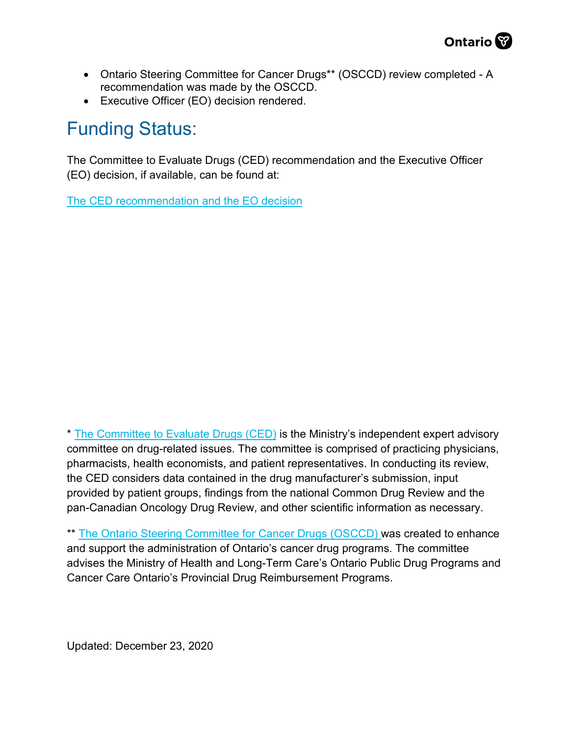- Ontario Steering Committee for Cancer Drugs** (OSCCD) review completed - A recommendation was made by the OSCCD.
- Executive Officer (EO) decision rendered.

# Funding Status:

The Committee to Evaluate Drugs (CED) recommendation and the Executive Officer (EO) decision, if available, can be found at:

[The CED recommendation and the EO decision]

* [The Committee to Evaluate Drugs (CED)] is the Ministry's independent expert advisory committee on drug-related issues. The committee is comprised of practicing physicians, pharmacists, health economists, and patient representatives. In conducting its review, the CED considers data contained in the drug manufacturer's submission, input provided by patient groups, findings from the national Common Drug Review and the pan-Canadian Oncology Drug Review, and other scientific information as necessary.

** [The Ontario Steering Committee for Cancer Drugs (OSCCD)] was created to enhance and support the administration of Ontario's cancer drug programs. The committee advises the Ministry of Health and Long-Term Care's Ontario Public Drug Programs and Cancer Care Ontario's Provincial Drug Reimbursement Programs.

Updated: December 23, 2020